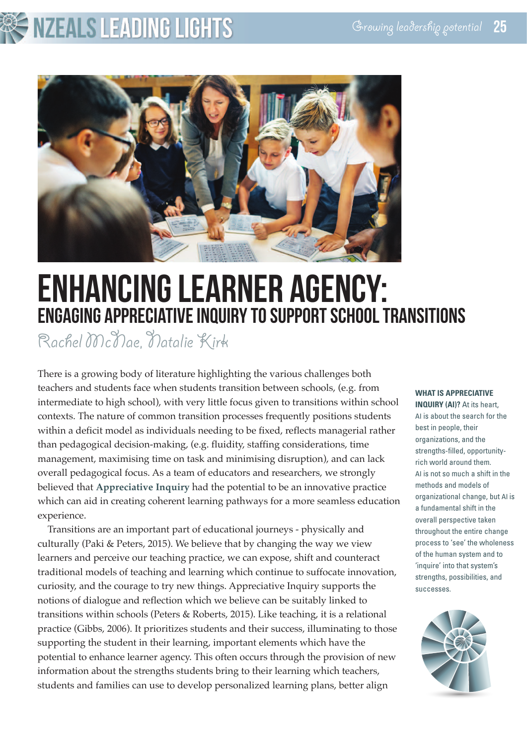# ENHANCING LEARNER AGENCY:

## ENGAGING APPRECIATIVE INQUIRY TO SUPPORT SCHOOL TRANSITIONS

*Rachel McNae, Natalie Kirk*

There is a growing body of literature highlighting the various challenges both teachers and students face when students transition between schools, (e.g. from intermediate to high school), with very little focus given to transitions within school contexts. The nature of common transition processes frequently positions students within a deficit model as individuals needing to be fixed, reflects managerial rather than pedagogical decision-making, (e.g. fluidity, staffing considerations, time management, maximising time on task and minimising disruption), and can lack overall pedagogical focus. As a team of educators and researchers, we strongly believed that **Appreciative Inquiry** had the potential to be an innovative practice which can aid in creating coherent learning pathways for a more seamless education experience.

Transitions are an important part of educational journeys - physically and culturally (Paki & Peters, 2015). We believe that by changing the way we view learners and perceive our teaching practice, we can expose, shift and counteract traditional models of teaching and learning which continue to suffocate innovation, curiosity, and the courage to try new things. Appreciative Inquiry supports the notions of dialogue and reflection which we believe can be suitably linked to transitions within schools (Peters & Roberts, 2015). Like teaching, it is a relational practice (Gibbs, 2006). It prioritizes students and their success, illuminating to those supporting the student in their learning, important elements which have the potential to enhance learner agency. This often occurs through the provision of new information about the strengths students bring to their learning which teachers, students and families can use to develop personalized learning plans, better align

**WHAT IS APPRECIATIVE INQUIRY (AI)?** At its heart, AI is about the search for the best in people, their organizations, and the strengths-filled, opportunity-rich world around them. AI is not so much a shift in the methods and models of organizational change, but AI is a fundamental shift in the overall perspective taken throughout the entire change process to 'see' the wholeness of the human system and to 'inquire' into that system's strengths, possibilities, and successes.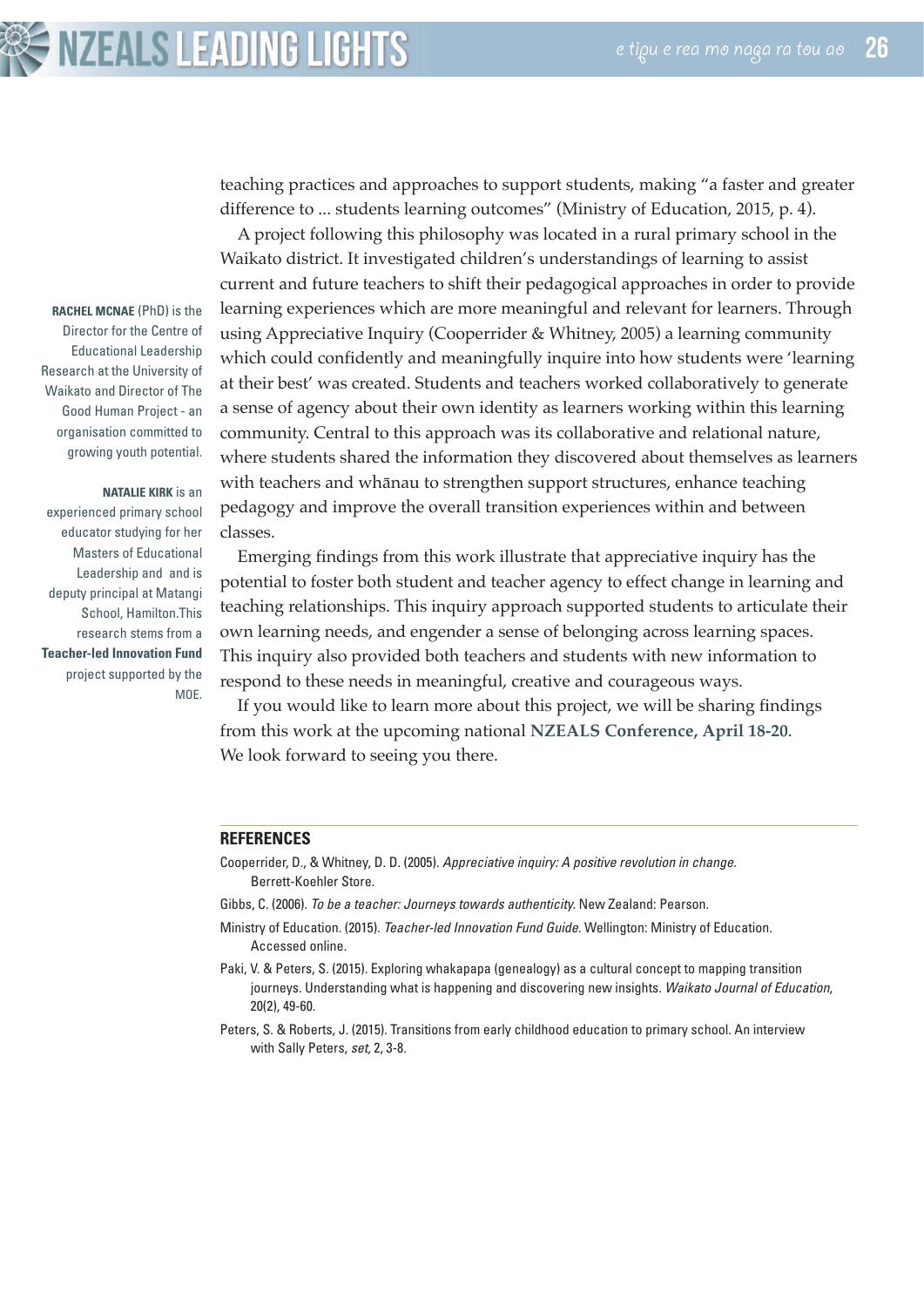teaching practices and approaches to support students, making "a faster and greater difference to ... students learning outcomes" (Ministry of Education, 2015, p. 4).

A project following this philosophy was located in a rural primary school in the Waikato district. It investigated children's understandings of learning to assist current and future teachers to shift their pedagogical approaches in order to provide learning experiences which are more meaningful and relevant for learners. Through using Appreciative Inquiry (Cooperrider & Whitney, 2005) a learning community which could confidently and meaningfully inquire into how students were 'learning at their best' was created. Students and teachers worked collaboratively to generate a sense of agency about their own identity as learners working within this learning community. Central to this approach was its collaborative and relational nature, where students shared the information they discovered about themselves as learners with teachers and whānau to strengthen support structures, enhance teaching pedagogy and improve the overall transition experiences within and between classes.

Emerging findings from this work illustrate that appreciative inquiry has the potential to foster both student and teacher agency to effect change in learning and teaching relationships. This inquiry approach supported students to articulate their own learning needs, and engender a sense of belonging across learning spaces. This inquiry also provided both teachers and students with new information to respond to these needs in meaningful, creative and courageous ways.

If you would like to learn more about this project, we will be sharing findings from this work at the upcoming national **NZEALS Conference, April 18-20**. We look forward to seeing you there.

**RACHEL MCNAE** (PhD) is the Director for the Centre of Educational Leadership Research at the University of Waikato and Director of The Good Human Project - an organisation committed to growing youth potential.

**NATALIE KIRK** is an experienced primary school educator studying for her Masters of Educational Leadership and and is deputy principal at Matangi School, Hamilton.This research stems from a **Teacher-led Innovation Fund** project supported by the MOE.

## REFERENCES

Cooperrider, D., & Whitney, D. D. (2005). *Appreciative inquiry: A positive revolution in change.* Berrett-Koehler Store.

Gibbs, C. (2006). *To be a teacher: Journeys towards authenticity.* New Zealand: Pearson.

Ministry of Education. (2015). *Teacher-led Innovation Fund Guide.* Wellington: Ministry of Education. Accessed online.

Paki, V. & Peters, S. (2015). Exploring whakapapa (genealogy) as a cultural concept to mapping transition journeys. Understanding what is happening and discovering new insights. *Waikato Journal of Education*, 20(2), 49-60.

Peters, S. & Roberts, J. (2015). Transitions from early childhood education to primary school. An interview with Sally Peters, *set*, 2, 3-8.